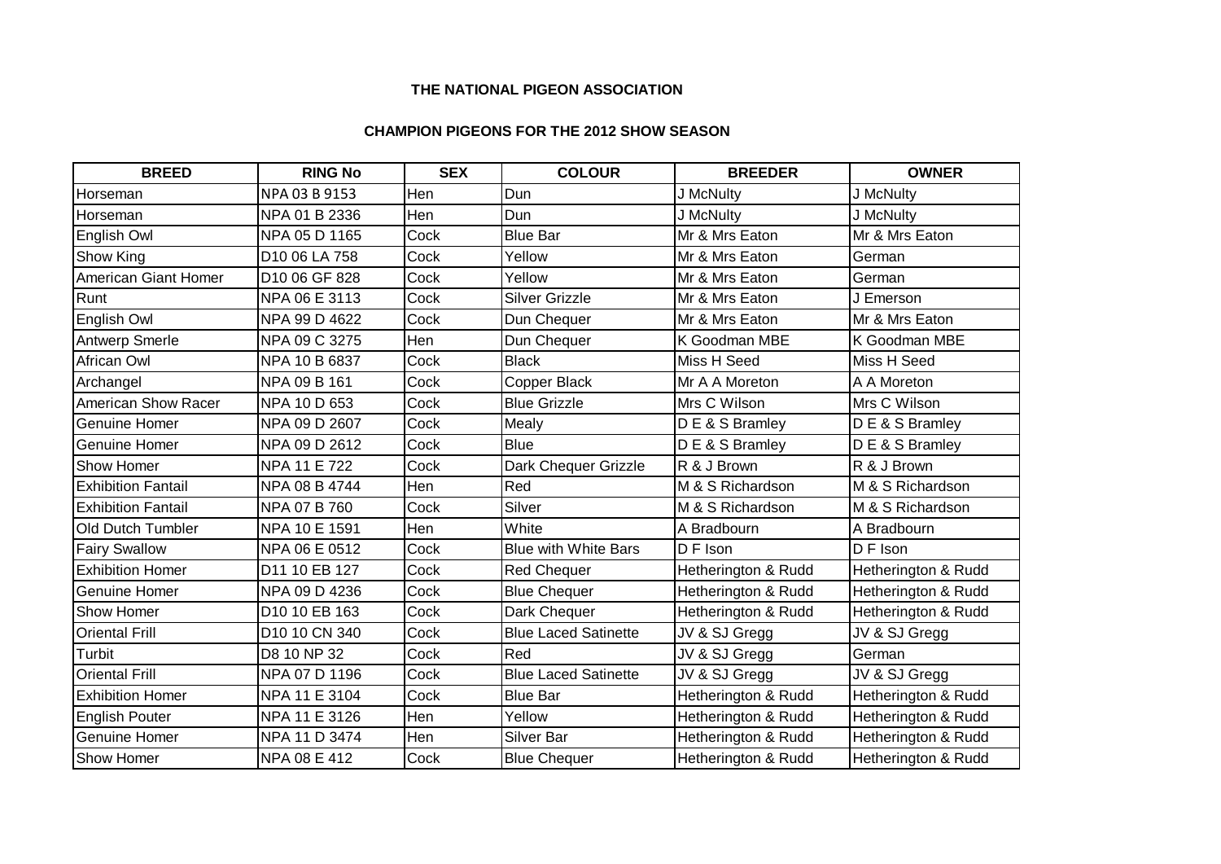# THE NATIONAL PIGEON ASSOCIATION

## CHAMPION PIGEONS FOR THE 2012 SHOW SEASON

| BREED | RING No | SEX | COLOUR | BREEDER | OWNER |
|---|---|---|---|---|---|
| Horseman | NPA 03 B 9153 | Hen | Dun | J McNulty | J McNulty |
| Horseman | NPA 01 B 2336 | Hen | Dun | J McNulty | J McNulty |
| English Owl | NPA 05 D 1165 | Cock | Blue Bar | Mr & Mrs Eaton | Mr & Mrs Eaton |
| Show King | D10 06 LA 758 | Cock | Yellow | Mr & Mrs Eaton | German |
| American Giant Homer | D10 06 GF 828 | Cock | Yellow | Mr & Mrs Eaton | German |
| Runt | NPA 06 E 3113 | Cock | Silver Grizzle | Mr & Mrs Eaton | J Emerson |
| English Owl | NPA 99 D 4622 | Cock | Dun Chequer | Mr & Mrs Eaton | Mr & Mrs Eaton |
| Antwerp Smerle | NPA 09 C 3275 | Hen | Dun Chequer | K Goodman MBE | K Goodman MBE |
| African Owl | NPA 10 B 6837 | Cock | Black | Miss H Seed | Miss H Seed |
| Archangel | NPA 09 B 161 | Cock | Copper Black | Mr A A Moreton | A A Moreton |
| American Show Racer | NPA 10 D 653 | Cock | Blue Grizzle | Mrs C Wilson | Mrs C Wilson |
| Genuine Homer | NPA 09 D 2607 | Cock | Mealy | D E & S Bramley | D E & S Bramley |
| Genuine Homer | NPA 09 D 2612 | Cock | Blue | D E & S Bramley | D E & S Bramley |
| Show Homer | NPA 11 E 722 | Cock | Dark Chequer Grizzle | R & J Brown | R & J Brown |
| Exhibition Fantail | NPA 08 B 4744 | Hen | Red | M & S Richardson | M & S Richardson |
| Exhibition Fantail | NPA 07 B 760 | Cock | Silver | M & S Richardson | M & S Richardson |
| Old Dutch Tumbler | NPA 10 E 1591 | Hen | White | A Bradbourn | A Bradbourn |
| Fairy Swallow | NPA 06 E 0512 | Cock | Blue with White Bars | D F Ison | D F Ison |
| Exhibition Homer | D11 10 EB 127 | Cock | Red Chequer | Hetherington & Rudd | Hetherington & Rudd |
| Genuine Homer | NPA 09 D 4236 | Cock | Blue Chequer | Hetherington & Rudd | Hetherington & Rudd |
| Show Homer | D10 10 EB 163 | Cock | Dark Chequer | Hetherington & Rudd | Hetherington & Rudd |
| Oriental Frill | D10 10 CN 340 | Cock | Blue Laced Satinette | JV & SJ Gregg | JV & SJ Gregg |
| Turbit | D8 10 NP 32 | Cock | Red | JV & SJ Gregg | German |
| Oriental Frill | NPA 07 D 1196 | Cock | Blue Laced Satinette | JV & SJ Gregg | JV & SJ Gregg |
| Exhibition Homer | NPA 11 E 3104 | Cock | Blue Bar | Hetherington & Rudd | Hetherington & Rudd |
| English Pouter | NPA 11 E 3126 | Hen | Yellow | Hetherington & Rudd | Hetherington & Rudd |
| Genuine Homer | NPA 11 D 3474 | Hen | Silver Bar | Hetherington & Rudd | Hetherington & Rudd |
| Show Homer | NPA 08 E 412 | Cock | Blue Chequer | Hetherington & Rudd | Hetherington & Rudd |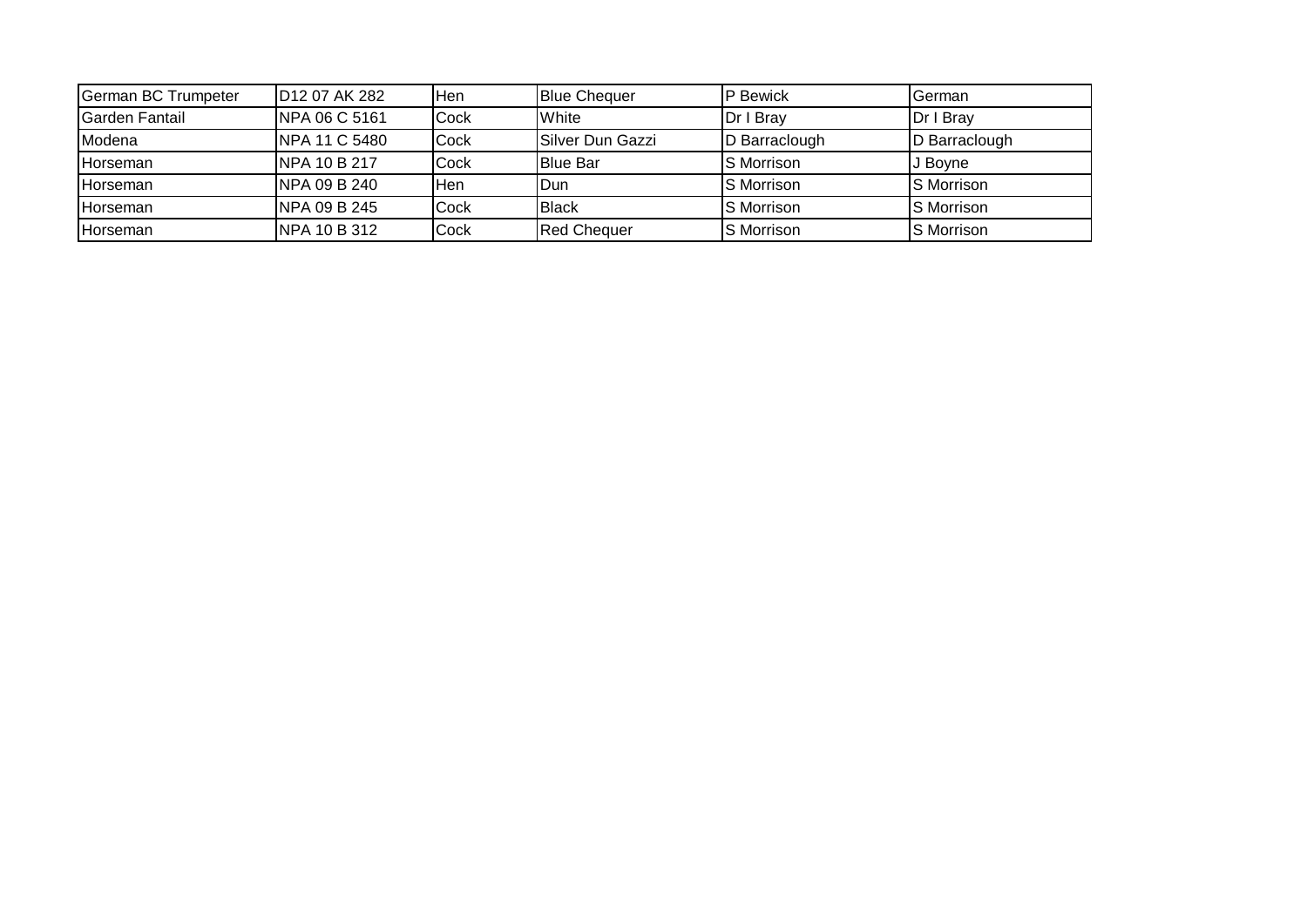| | | | | | |
|---|---|---|---|---|---|
| German BC Trumpeter | D12 07 AK 282 | Hen | Blue Chequer | P Bewick | German |
| Garden Fantail | NPA 06 C 5161 | Cock | White | Dr I Bray | Dr I Bray |
| Modena | NPA 11 C 5480 | Cock | Silver Dun Gazzi | D Barraclough | D Barraclough |
| Horseman | NPA 10 B 217 | Cock | Blue Bar | S Morrison | J Boyne |
| Horseman | NPA 09 B 240 | Hen | Dun | S Morrison | S Morrison |
| Horseman | NPA 09 B 245 | Cock | Black | S Morrison | S Morrison |
| Horseman | NPA 10 B 312 | Cock | Red Chequer | S Morrison | S Morrison |